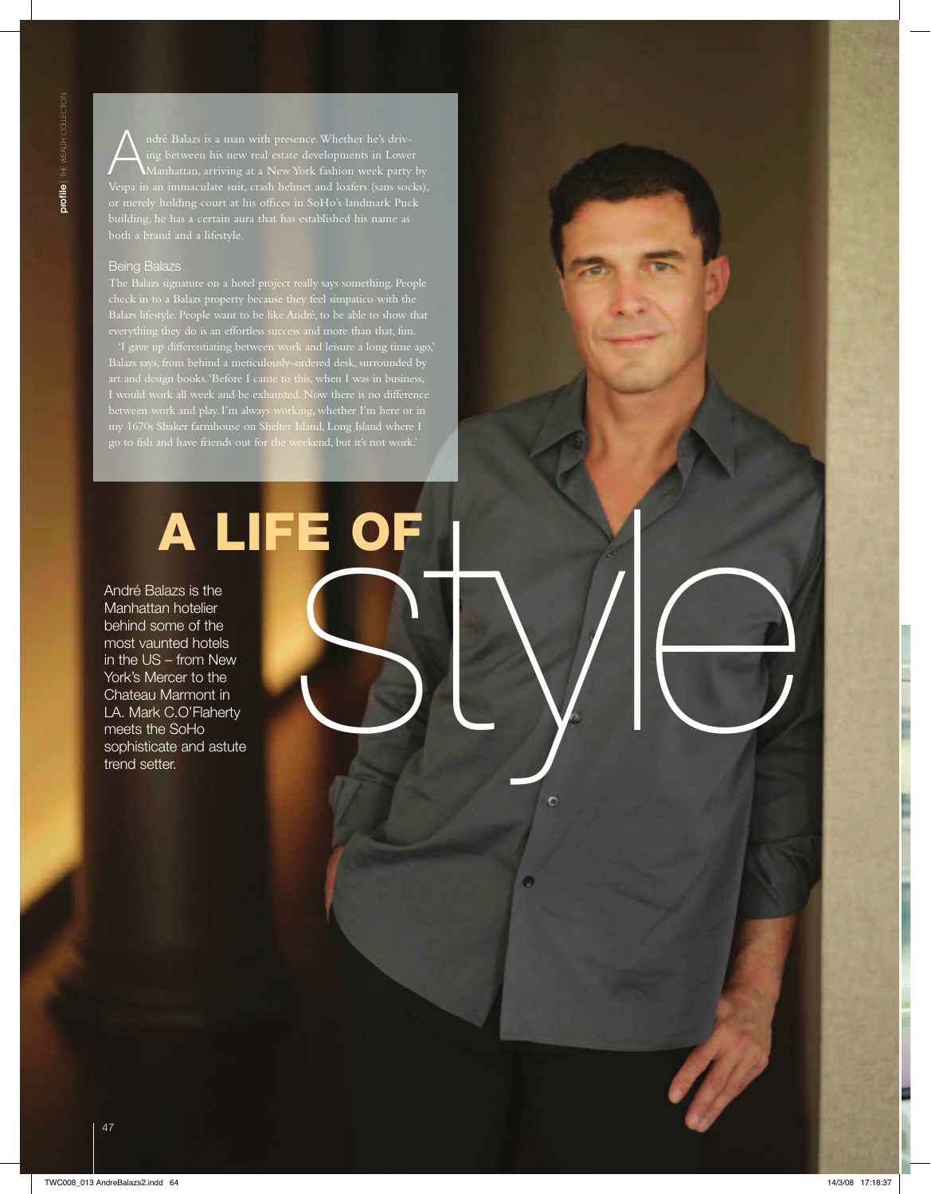# A LIFE OF style

André Balazs is the Manhattan hotelier behind some of the most vaunted hotels in the US – from New York's Mercer to the Chateau Marmont in LA. Mark C.O'Flaherty meets the SoHo sophisticate and astute trend setter.

André Balazs is a man with presence. Whether he's driving between his new real estate developments in Lower Manhattan, arriving at a New York fashion week party by Vespa in an immaculate suit, crash helmet and loafers (sans socks), or merely holding court at his offices in SoHo's landmark Puck building, he has a certain aura that has established his name as both a brand and a lifestyle.

## Being Balazs

The Balazs signature on a hotel project really says something. People check in to a Balazs property because they feel simpatico with the Balazs lifestyle. People want to be like André, to be able to show that everything they do is an effortless success and more than that, fun.

'I gave up differentiating between work and leisure a long time ago,' Balazs says, from behind a meticulously-ordered desk, surrounded by art and design books. 'Before I came to this, when I was in business, I would work all week and be exhausted. Now there is no difference between work and play. I'm always working, whether I'm here or in my 1670s Shaker farmhouse on Shelter Island, Long Island where I go to fish and have friends out for the weekend, but it's not work.'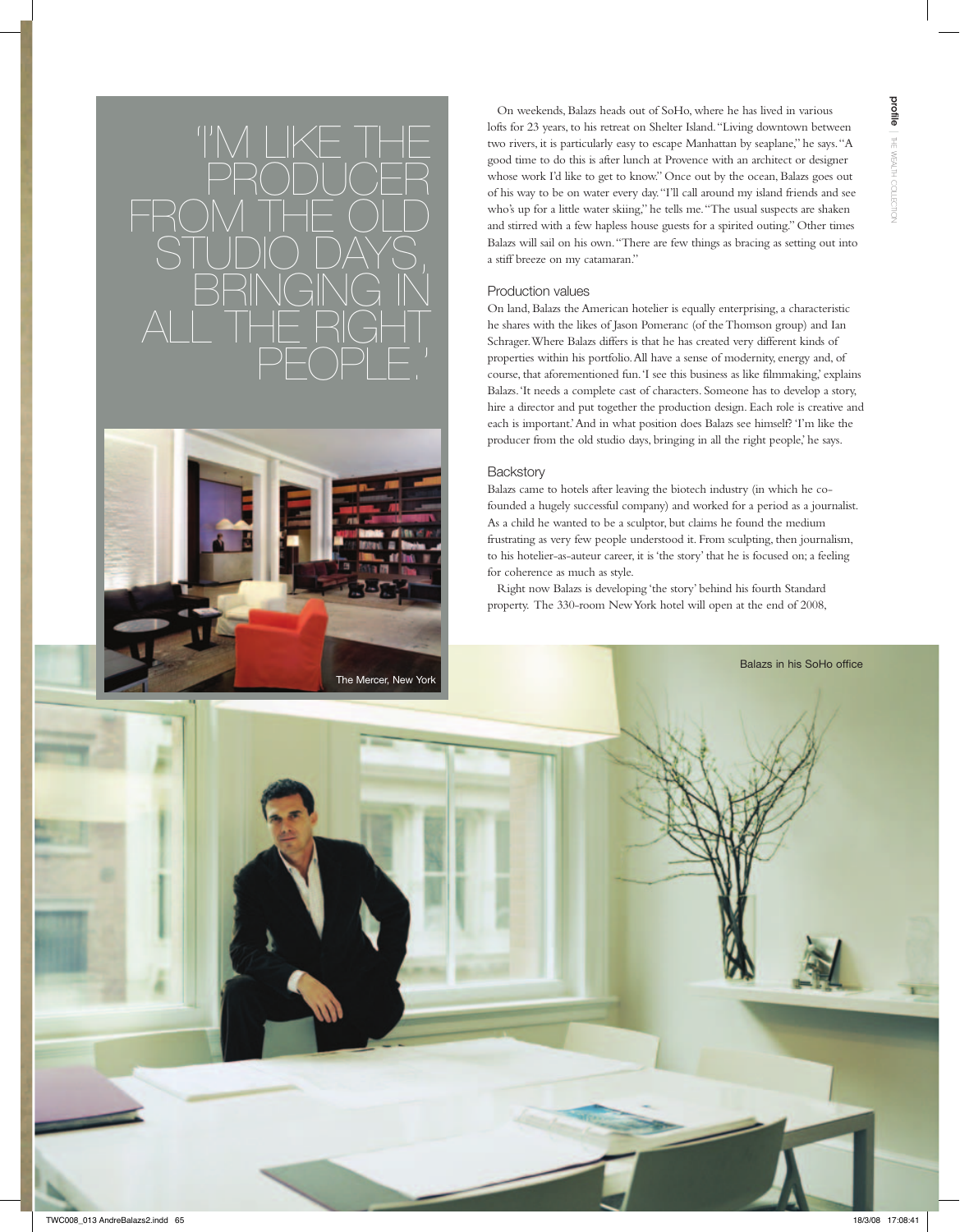'I'M LIKE THE PRODUCER FROM THE OLD STUDIO DAYS, BRINGING IN ALL THE RIGHT PEOPLE.'

The Mercer, New York

On weekends, Balazs heads out of SoHo, where he has lived in various lofts for 23 years, to his retreat on Shelter Island. "Living downtown between two rivers, it is particularly easy to escape Manhattan by seaplane," he says. "A good time to do this is after lunch at Provence with an architect or designer whose work I'd like to get to know." Once out by the ocean, Balazs goes out of his way to be on water every day. "I'll call around my island friends and see who's up for a little water skiing," he tells me. "The usual suspects are shaken and stirred with a few hapless house guests for a spirited outing." Other times Balazs will sail on his own. "There are few things as bracing as setting out into a stiff breeze on my catamaran."

### Production values

On land, Balazs the American hotelier is equally enterprising, a characteristic he shares with the likes of Jason Pomeranc (of the Thomson group) and Ian Schrager. Where Balazs differs is that he has created very different kinds of properties within his portfolio. All have a sense of modernity, energy and, of course, that aforementioned fun. 'I see this business as like filmmaking,' explains Balazs. 'It needs a complete cast of characters. Someone has to develop a story, hire a director and put together the production design. Each role is creative and each is important.' And in what position does Balazs see himself? 'I'm like the producer from the old studio days, bringing in all the right people,' he says.

### Backstory

Balazs came to hotels after leaving the biotech industry (in which he co-founded a hugely successful company) and worked for a period as a journalist. As a child he wanted to be a sculptor, but claims he found the medium frustrating as very few people understood it. From sculpting, then journalism, to his hotelier-as-auteur career, it is 'the story' that he is focused on; a feeling for coherence as much as style.

Right now Balazs is developing 'the story' behind his fourth Standard property. The 330-room New York hotel will open at the end of 2008,

Balazs in his SoHo office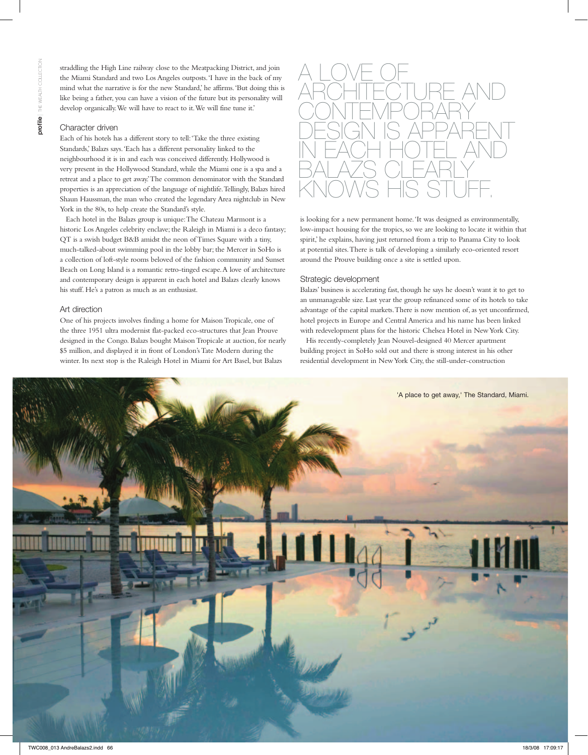straddling the High Line railway close to the Meatpacking District, and join the Miami Standard and two Los Angeles outposts. 'I have in the back of my mind what the narrative is for the new Standard,' he affirms. 'But doing this is like being a father, you can have a vision of the future but its personality will develop organically. We will have to react to it. We will fine tune it.'

## Character driven

Each of his hotels has a different story to tell: 'Take the three existing Standards,' Balazs says. 'Each has a different personality linked to the neighbourhood it is in and each was conceived differently. Hollywood is very present in the Hollywood Standard, while the Miami one is a spa and a retreat and a place to get away.' The common denominator with the Standard properties is an appreciation of the language of nightlife. Tellingly, Balazs hired Shaun Haussman, the man who created the legendary Area nightclub in New York in the 80s, to help create the Standard's style.

Each hotel in the Balazs group is unique: The Chateau Marmont is a historic Los Angeles celebrity enclave; the Raleigh in Miami is a deco fantasy; QT is a swish budget B&B amidst the neon of Times Square with a tiny, much-talked-about swimming pool in the lobby bar; the Mercer in SoHo is a collection of loft-style rooms beloved of the fashion community and Sunset Beach on Long Island is a romantic retro-tinged escape. A love of architecture and contemporary design is apparent in each hotel and Balazs clearly knows his stuff. He's a patron as much as an enthusiast.

## Art direction

One of his projects involves finding a home for Maison Tropicale, one of the three 1951 ultra modernist flat-packed eco-structures that Jean Prouve designed in the Congo. Balazs bought Maison Tropicale at auction, for nearly $5 million, and displayed it in front of London's Tate Modern during the winter. Its next stop is the Raleigh Hotel in Miami for Art Basel, but Balazs is looking for a new permanent home. 'It was designed as environmentally, low-impact housing for the tropics, so we are looking to locate it within that spirit,' he explains, having just returned from a trip to Panama City to look at potential sites. There is talk of developing a similarly eco-oriented resort around the Prouve building once a site is settled upon.

# A LOVE OF ARCHITECTURE AND CONTEMPORARY DESIGN IS APPARENT IN EACH HOTEL AND BALAZS CLEARLY KNOWS HIS STUFF.

## Strategic development

Balazs' business is accelerating fast, though he says he doesn't want it to get to an unmanageable size. Last year the group refinanced some of its hotels to take advantage of the capital markets. There is now mention of, as yet unconfirmed, hotel projects in Europe and Central America and his name has been linked with redevelopment plans for the historic Chelsea Hotel in New York City.

His recently-completely Jean Nouvel-designed 40 Mercer apartment building project in SoHo sold out and there is strong interest in his other residential development in New York City, the still-under-construction

'A place to get away,' The Standard, Miami.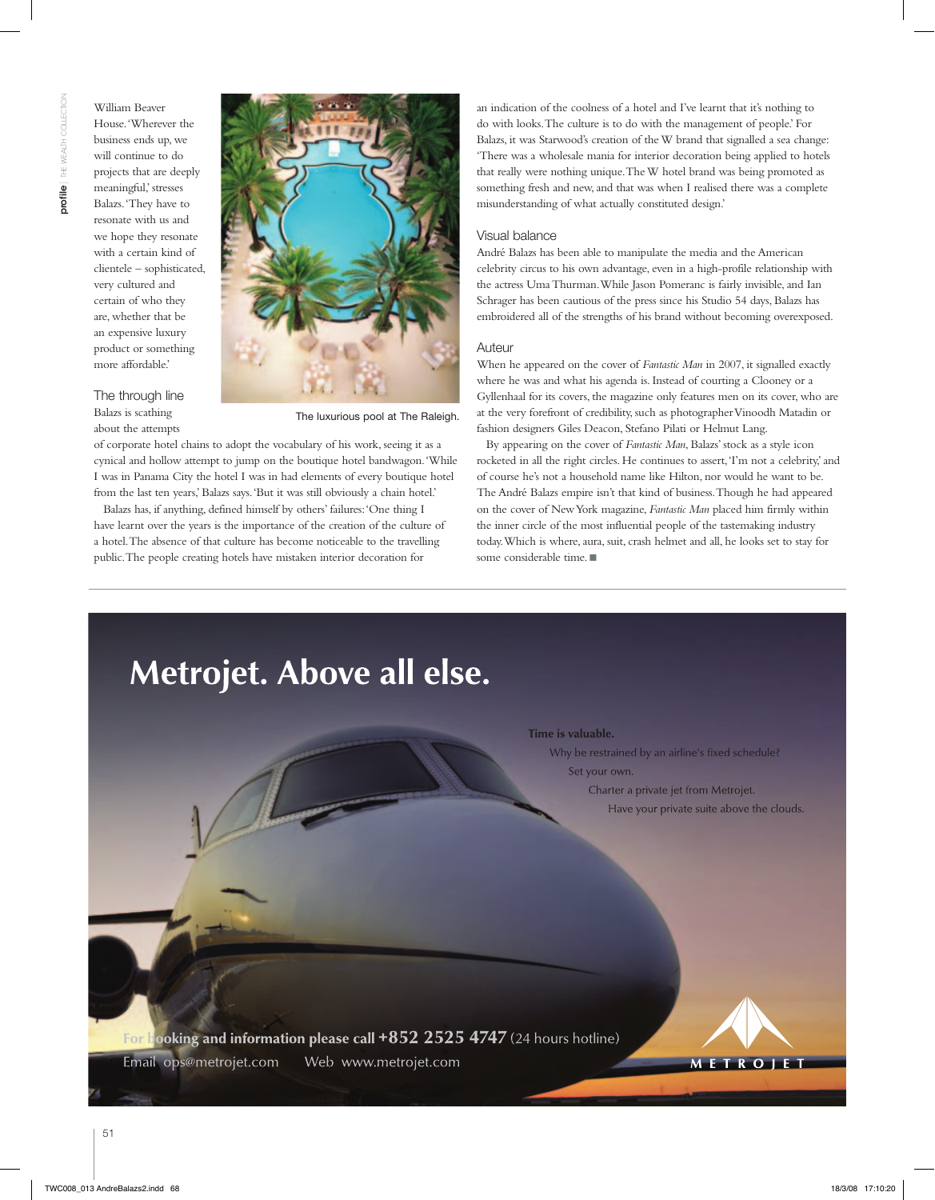William Beaver House. 'Wherever the business ends up, we will continue to do projects that are deeply meaningful,' stresses Balazs. 'They have to resonate with us and we hope they resonate with a certain kind of clientele – sophisticated, very cultured and certain of who they are, whether that be an expensive luxury product or something more affordable.'

The luxurious pool at The Raleigh.

### The through line

Balazs is scathing about the attempts of corporate hotel chains to adopt the vocabulary of his work, seeing it as a cynical and hollow attempt to jump on the boutique hotel bandwagon. 'While I was in Panama City the hotel I was in had elements of every boutique hotel from the last ten years,' Balazs says. 'But it was still obviously a chain hotel.'

Balazs has, if anything, defined himself by others' failures: 'One thing I have learnt over the years is the importance of the creation of the culture of a hotel. The absence of that culture has become noticeable to the travelling public. The people creating hotels have mistaken interior decoration for an indication of the coolness of a hotel and I've learnt that it's nothing to do with looks. The culture is to do with the management of people.' For Balazs, it was Starwood's creation of the W brand that signalled a sea change: 'There was a wholesale mania for interior decoration being applied to hotels that really were nothing unique. The W hotel brand was being promoted as something fresh and new, and that was when I realised there was a complete misunderstanding of what actually constituted design.'

### Visual balance

André Balazs has been able to manipulate the media and the American celebrity circus to his own advantage, even in a high-profile relationship with the actress Uma Thurman. While Jason Pomeranc is fairly invisible, and Ian Schrager has been cautious of the press since his Studio 54 days, Balazs has embroidered all of the strengths of his brand without becoming overexposed.

### Auteur

When he appeared on the cover of *Fantastic Man* in 2007, it signalled exactly where he was and what his agenda is. Instead of courting a Clooney or a Gyllenhaal for its covers, the magazine only features men on its cover, who are at the very forefront of credibility, such as photographer Vinoodh Matadin or fashion designers Giles Deacon, Stefano Pilati or Helmut Lang.

By appearing on the cover of *Fantastic Man*, Balazs' stock as a style icon rocketed in all the right circles. He continues to assert, 'I'm not a celebrity,' and of course he's not a household name like Hilton, nor would he want to be. The André Balazs empire isn't that kind of business. Though he had appeared on the cover of New York magazine, *Fantastic Man* placed him firmly within the inner circle of the most influential people of the tastemaking industry today. Which is where, aura, suit, crash helmet and all, he looks set to stay for some considerable time. ■

---

# Metrojet. Above all else.

**Time is valuable.**

Why be restrained by an airline's fixed schedule?

Set your own.

Charter a private jet from Metrojet.

Have your private suite above the clouds.

**For booking and information please call +852 2525 4747** (24 hours hotline)

Email ops@metrojet.com Web www.metrojet.com

METROJET